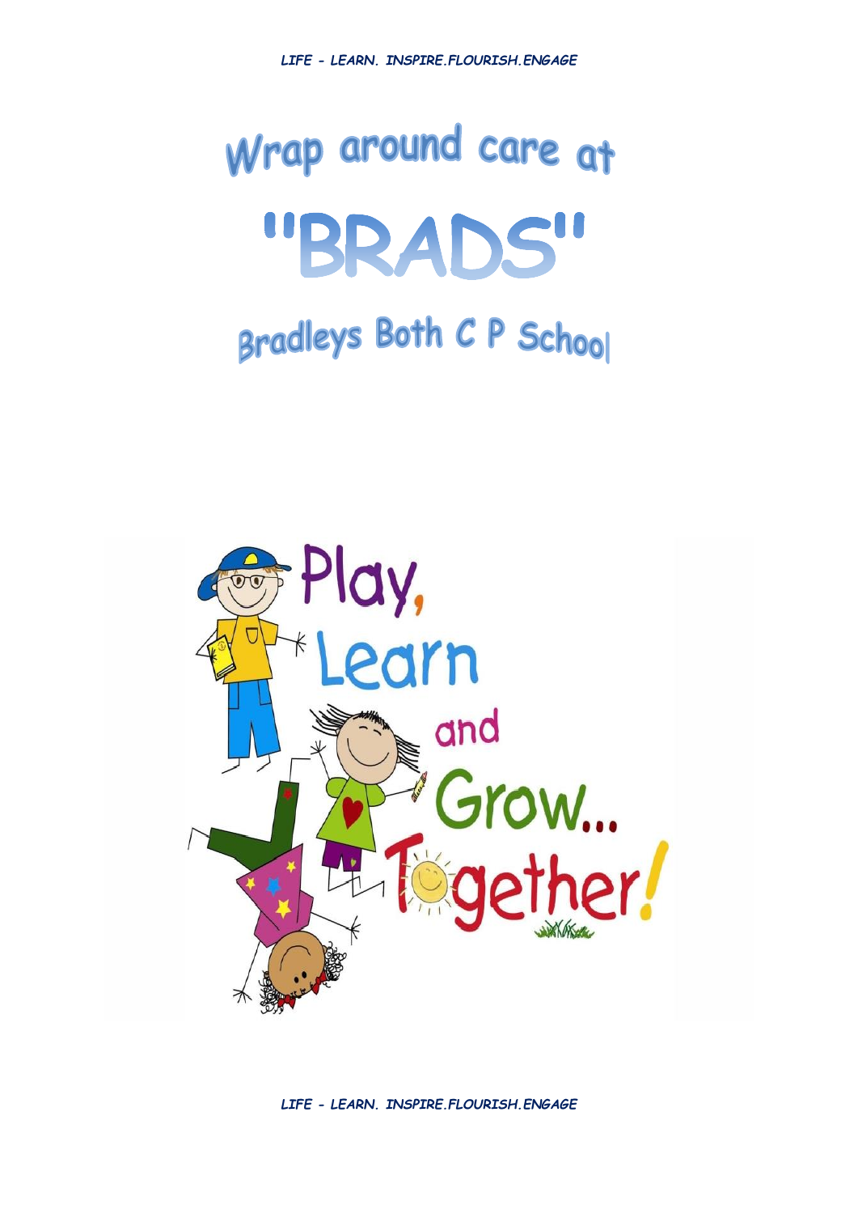# Wrap around care at

# "BRADS"

## Bradleys Both C P School

Play, Learn and Grow... Together!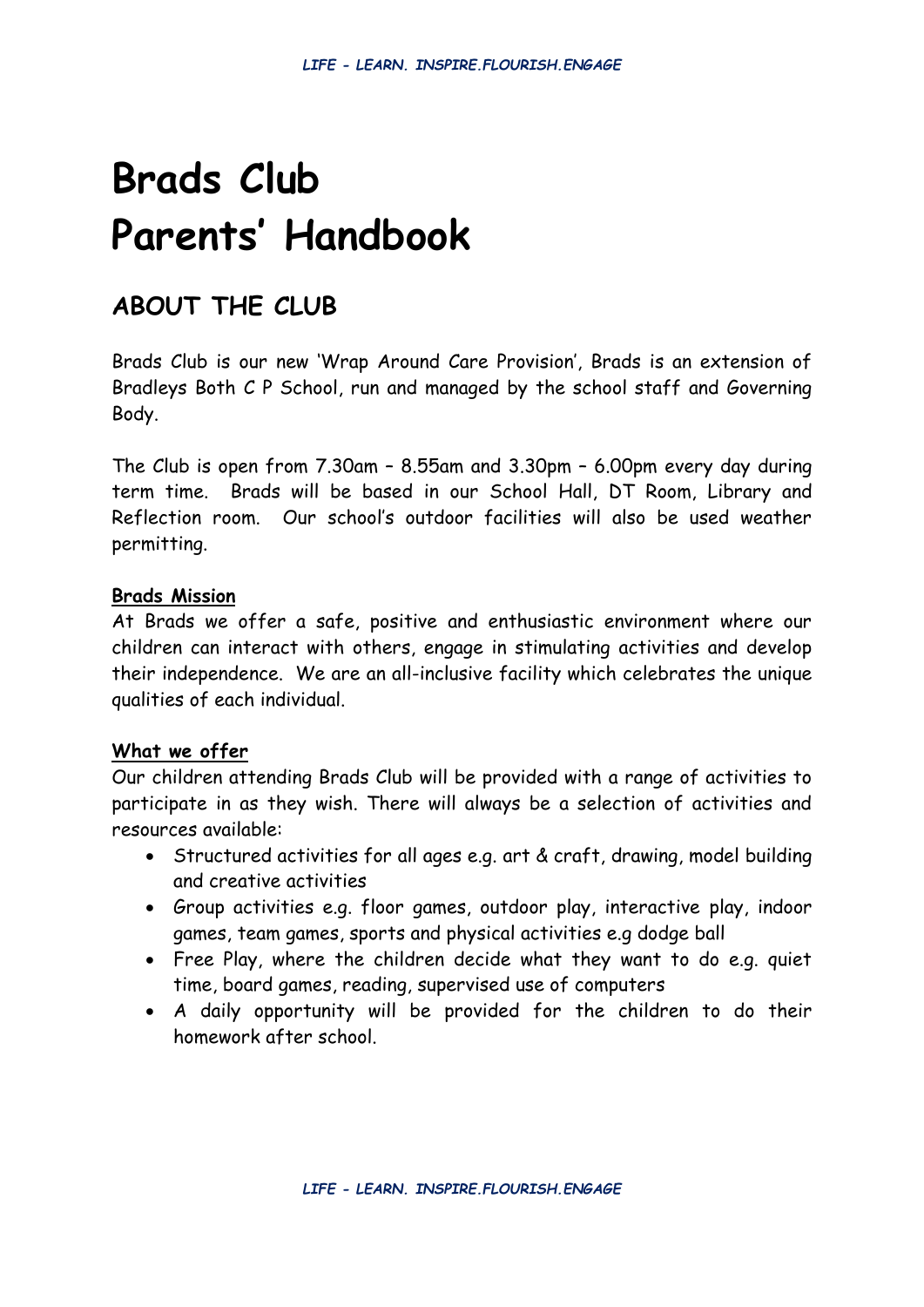# Brads Club Parents' Handbook

## ABOUT THE CLUB

Brads Club is our new 'Wrap Around Care Provision', Brads is an extension of Bradleys Both C P School, run and managed by the school staff and Governing Body.

The Club is open from 7.30am – 8.55am and 3.30pm – 6.00pm every day during term time. Brads will be based in our School Hall, DT Room, Library and Reflection room. Our school's outdoor facilities will also be used weather permitting.

**Brads Mission**

At Brads we offer a safe, positive and enthusiastic environment where our children can interact with others, engage in stimulating activities and develop their independence. We are an all-inclusive facility which celebrates the unique qualities of each individual.

**What we offer**

Our children attending Brads Club will be provided with a range of activities to participate in as they wish. There will always be a selection of activities and resources available:

- Structured activities for all ages e.g. art & craft, drawing, model building and creative activities
- Group activities e.g. floor games, outdoor play, interactive play, indoor games, team games, sports and physical activities e.g dodge ball
- Free Play, where the children decide what they want to do e.g. quiet time, board games, reading, supervised use of computers
- A daily opportunity will be provided for the children to do their homework after school.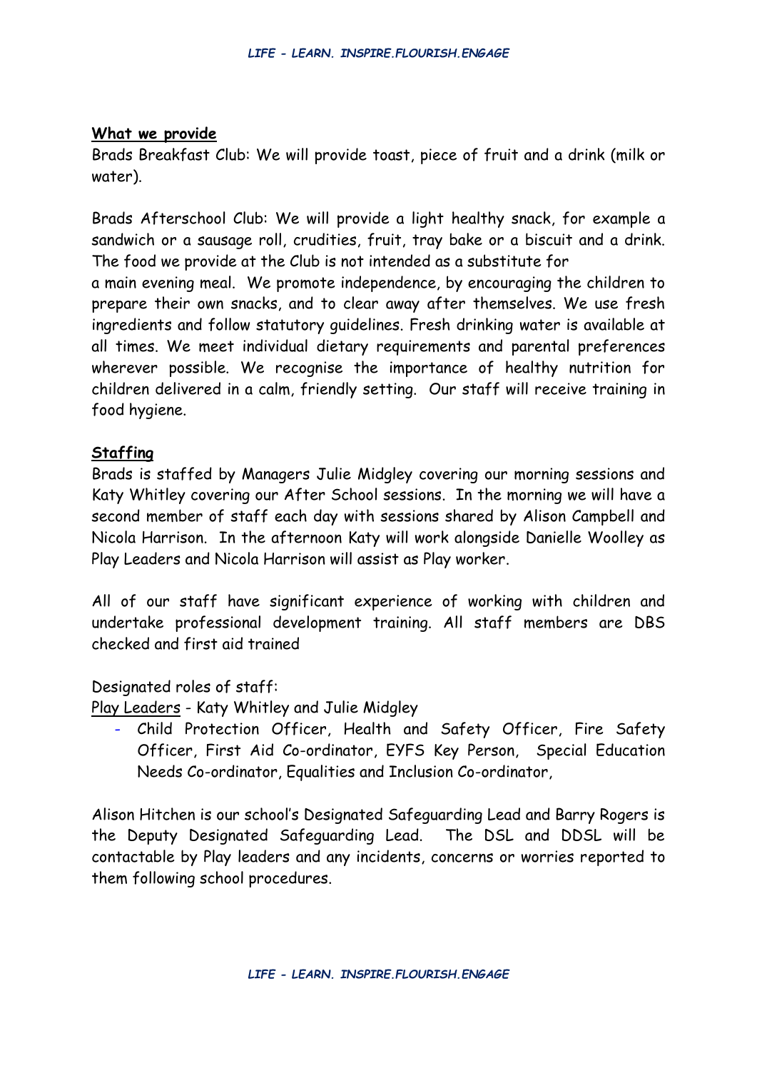**What we provide**

Brads Breakfast Club: We will provide toast, piece of fruit and a drink (milk or water).

Brads Afterschool Club: We will provide a light healthy snack, for example a sandwich or a sausage roll, crudities, fruit, tray bake or a biscuit and a drink. The food we provide at the Club is not intended as a substitute for a main evening meal. We promote independence, by encouraging the children to prepare their own snacks, and to clear away after themselves. We use fresh ingredients and follow statutory guidelines. Fresh drinking water is available at all times. We meet individual dietary requirements and parental preferences wherever possible. We recognise the importance of healthy nutrition for children delivered in a calm, friendly setting. Our staff will receive training in food hygiene.

**Staffing**

Brads is staffed by Managers Julie Midgley covering our morning sessions and Katy Whitley covering our After School sessions. In the morning we will have a second member of staff each day with sessions shared by Alison Campbell and Nicola Harrison. In the afternoon Katy will work alongside Danielle Woolley as Play Leaders and Nicola Harrison will assist as Play worker.

All of our staff have significant experience of working with children and undertake professional development training. All staff members are DBS checked and first aid trained

Designated roles of staff:

Play Leaders - Katy Whitley and Julie Midgley

- Child Protection Officer, Health and Safety Officer, Fire Safety Officer, First Aid Co-ordinator, EYFS Key Person, Special Education Needs Co-ordinator, Equalities and Inclusion Co-ordinator,

Alison Hitchen is our school's Designated Safeguarding Lead and Barry Rogers is the Deputy Designated Safeguarding Lead. The DSL and DDSL will be contactable by Play leaders and any incidents, concerns or worries reported to them following school procedures.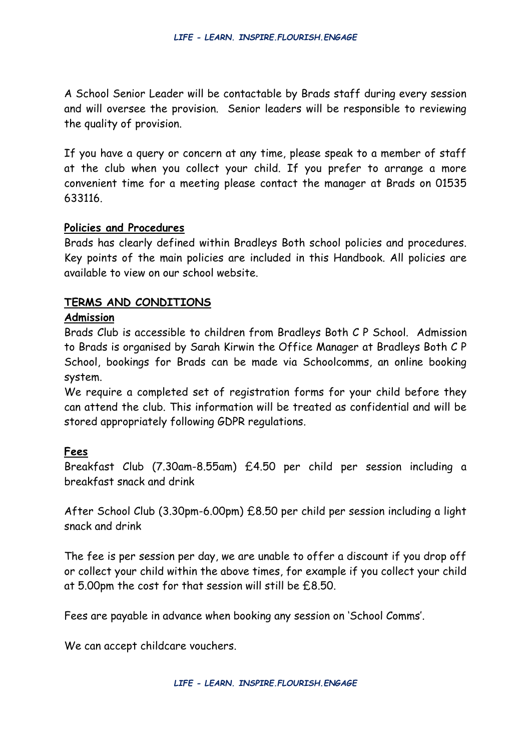A School Senior Leader will be contactable by Brads staff during every session and will oversee the provision. Senior leaders will be responsible to reviewing the quality of provision.

If you have a query or concern at any time, please speak to a member of staff at the club when you collect your child. If you prefer to arrange a more convenient time for a meeting please contact the manager at Brads on 01535 633116.

## Policies and Procedures

Brads has clearly defined within Bradleys Both school policies and procedures. Key points of the main policies are included in this Handbook. All policies are available to view on our school website.

## TERMS AND CONDITIONS

### Admission

Brads Club is accessible to children from Bradleys Both C P School. Admission to Brads is organised by Sarah Kirwin the Office Manager at Bradleys Both C P School, bookings for Brads can be made via Schoolcomms, an online booking system.

We require a completed set of registration forms for your child before they can attend the club. This information will be treated as confidential and will be stored appropriately following GDPR regulations.

### Fees

Breakfast Club (7.30am-8.55am) £4.50 per child per session including a breakfast snack and drink

After School Club (3.30pm-6.00pm) £8.50 per child per session including a light snack and drink

The fee is per session per day, we are unable to offer a discount if you drop off or collect your child within the above times, for example if you collect your child at 5.00pm the cost for that session will still be £8.50.

Fees are payable in advance when booking any session on 'School Comms'.

We can accept childcare vouchers.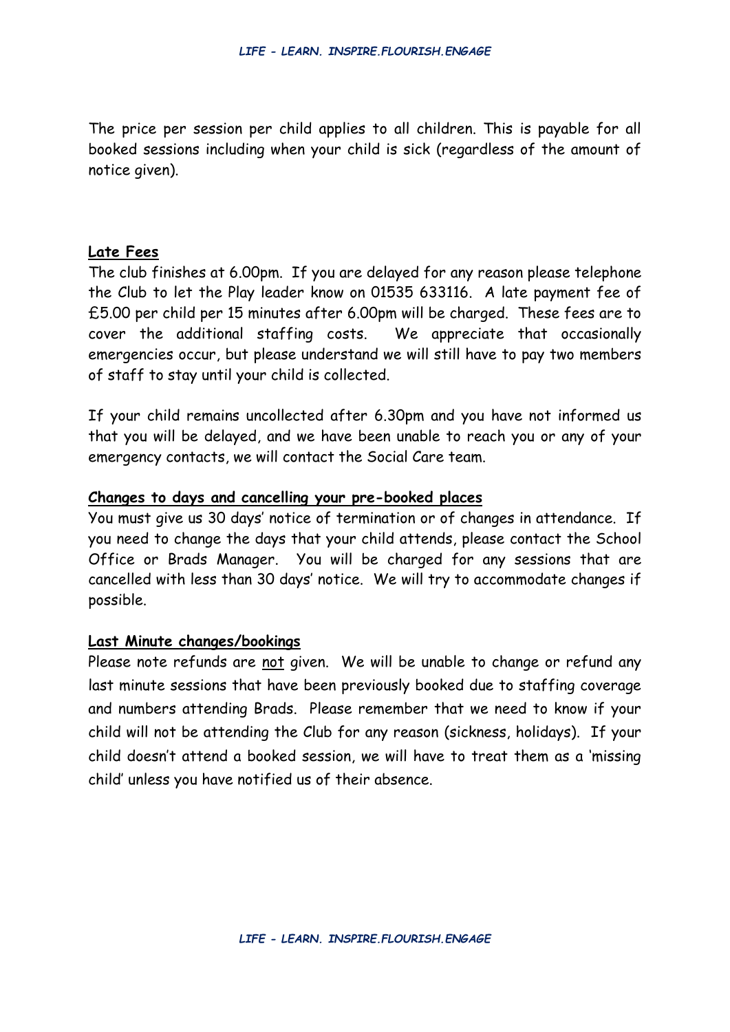The price per session per child applies to all children. This is payable for all booked sessions including when your child is sick (regardless of the amount of notice given).

**Late Fees**

The club finishes at 6.00pm. If you are delayed for any reason please telephone the Club to let the Play leader know on 01535 633116. A late payment fee of £5.00 per child per 15 minutes after 6.00pm will be charged. These fees are to cover the additional staffing costs. We appreciate that occasionally emergencies occur, but please understand we will still have to pay two members of staff to stay until your child is collected.

If your child remains uncollected after 6.30pm and you have not informed us that you will be delayed, and we have been unable to reach you or any of your emergency contacts, we will contact the Social Care team.

**Changes to days and cancelling your pre-booked places**

You must give us 30 days' notice of termination or of changes in attendance. If you need to change the days that your child attends, please contact the School Office or Brads Manager. You will be charged for any sessions that are cancelled with less than 30 days' notice. We will try to accommodate changes if possible.

**Last Minute changes/bookings**

Please note refunds are not given. We will be unable to change or refund any last minute sessions that have been previously booked due to staffing coverage and numbers attending Brads. Please remember that we need to know if your child will not be attending the Club for any reason (sickness, holidays). If your child doesn't attend a booked session, we will have to treat them as a 'missing child' unless you have notified us of their absence.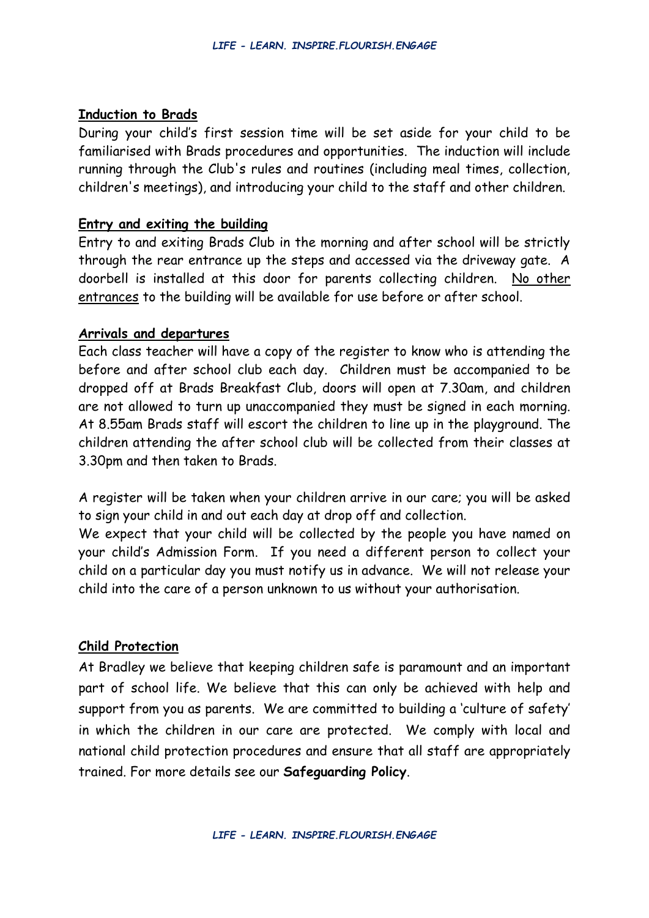## Induction to Brads

During your child's first session time will be set aside for your child to be familiarised with Brads procedures and opportunities. The induction will include running through the Club's rules and routines (including meal times, collection, children's meetings), and introducing your child to the staff and other children.

## Entry and exiting the building

Entry to and exiting Brads Club in the morning and after school will be strictly through the rear entrance up the steps and accessed via the driveway gate. A doorbell is installed at this door for parents collecting children. No other entrances to the building will be available for use before or after school.

## Arrivals and departures

Each class teacher will have a copy of the register to know who is attending the before and after school club each day. Children must be accompanied to be dropped off at Brads Breakfast Club, doors will open at 7.30am, and children are not allowed to turn up unaccompanied they must be signed in each morning. At 8.55am Brads staff will escort the children to line up in the playground. The children attending the after school club will be collected from their classes at 3.30pm and then taken to Brads.

A register will be taken when your children arrive in our care; you will be asked to sign your child in and out each day at drop off and collection.

We expect that your child will be collected by the people you have named on your child's Admission Form. If you need a different person to collect your child on a particular day you must notify us in advance. We will not release your child into the care of a person unknown to us without your authorisation.

## Child Protection

At Bradley we believe that keeping children safe is paramount and an important part of school life. We believe that this can only be achieved with help and support from you as parents. We are committed to building a 'culture of safety' in which the children in our care are protected. We comply with local and national child protection procedures and ensure that all staff are appropriately trained. For more details see our **Safeguarding Policy**.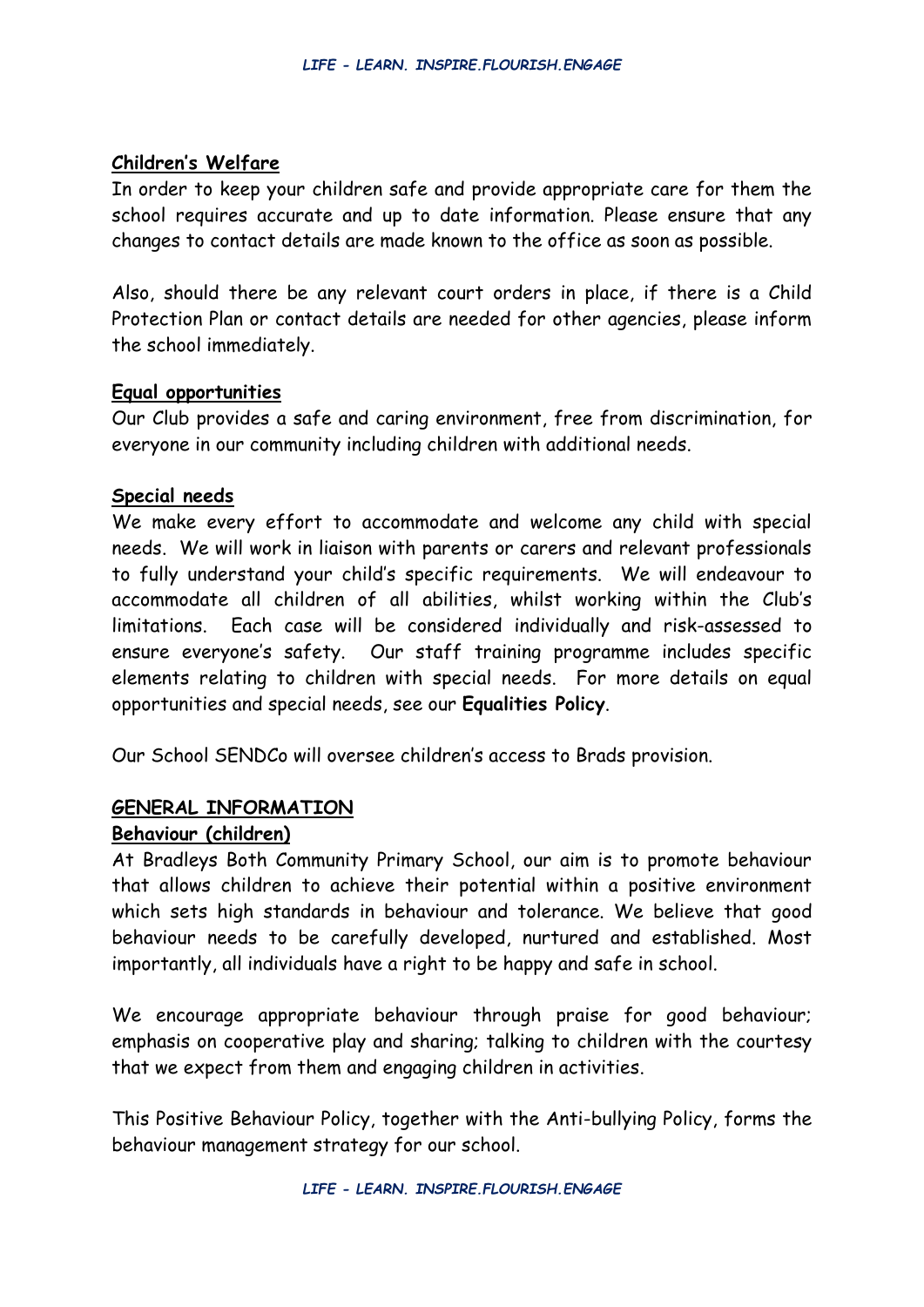## Children's Welfare

In order to keep your children safe and provide appropriate care for them the school requires accurate and up to date information. Please ensure that any changes to contact details are made known to the office as soon as possible.

Also, should there be any relevant court orders in place, if there is a Child Protection Plan or contact details are needed for other agencies, please inform the school immediately.

## Equal opportunities

Our Club provides a safe and caring environment, free from discrimination, for everyone in our community including children with additional needs.

## Special needs

We make every effort to accommodate and welcome any child with special needs. We will work in liaison with parents or carers and relevant professionals to fully understand your child's specific requirements. We will endeavour to accommodate all children of all abilities, whilst working within the Club's limitations. Each case will be considered individually and risk-assessed to ensure everyone's safety. Our staff training programme includes specific elements relating to children with special needs. For more details on equal opportunities and special needs, see our **Equalities Policy**.

Our School SENDCo will oversee children's access to Brads provision.

# GENERAL INFORMATION

## Behaviour (children)

At Bradleys Both Community Primary School, our aim is to promote behaviour that allows children to achieve their potential within a positive environment which sets high standards in behaviour and tolerance. We believe that good behaviour needs to be carefully developed, nurtured and established. Most importantly, all individuals have a right to be happy and safe in school.

We encourage appropriate behaviour through praise for good behaviour; emphasis on cooperative play and sharing; talking to children with the courtesy that we expect from them and engaging children in activities.

This Positive Behaviour Policy, together with the Anti-bullying Policy, forms the behaviour management strategy for our school.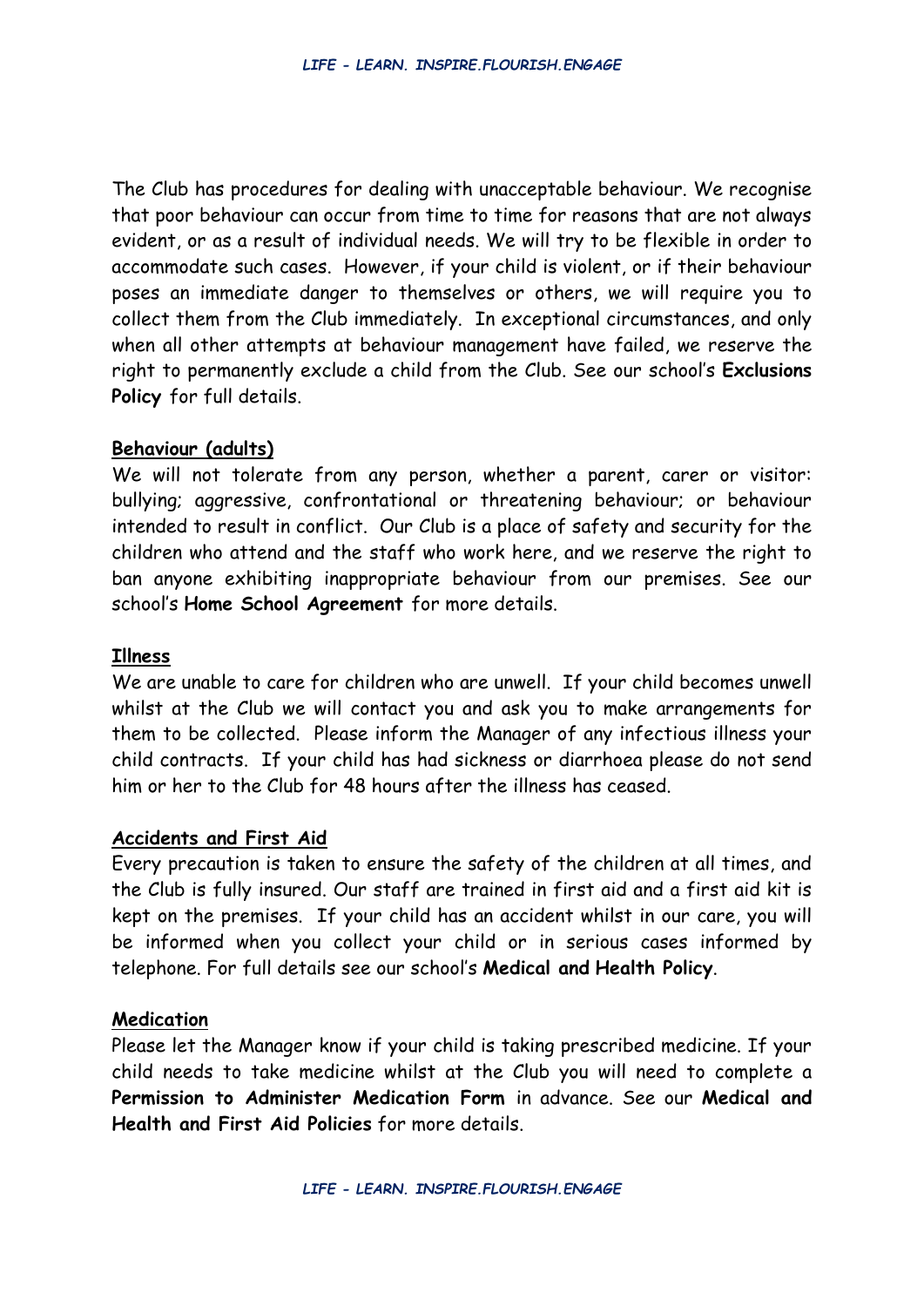The Club has procedures for dealing with unacceptable behaviour. We recognise that poor behaviour can occur from time to time for reasons that are not always evident, or as a result of individual needs. We will try to be flexible in order to accommodate such cases. However, if your child is violent, or if their behaviour poses an immediate danger to themselves or others, we will require you to collect them from the Club immediately. In exceptional circumstances, and only when all other attempts at behaviour management have failed, we reserve the right to permanently exclude a child from the Club. See our school's **Exclusions Policy** for full details.

## Behaviour (adults)

We will not tolerate from any person, whether a parent, carer or visitor: bullying; aggressive, confrontational or threatening behaviour; or behaviour intended to result in conflict. Our Club is a place of safety and security for the children who attend and the staff who work here, and we reserve the right to ban anyone exhibiting inappropriate behaviour from our premises. See our school's **Home School Agreement** for more details.

## Illness

We are unable to care for children who are unwell. If your child becomes unwell whilst at the Club we will contact you and ask you to make arrangements for them to be collected. Please inform the Manager of any infectious illness your child contracts. If your child has had sickness or diarrhoea please do not send him or her to the Club for 48 hours after the illness has ceased.

## Accidents and First Aid

Every precaution is taken to ensure the safety of the children at all times, and the Club is fully insured. Our staff are trained in first aid and a first aid kit is kept on the premises. If your child has an accident whilst in our care, you will be informed when you collect your child or in serious cases informed by telephone. For full details see our school's **Medical and Health Policy**.

## Medication

Please let the Manager know if your child is taking prescribed medicine. If your child needs to take medicine whilst at the Club you will need to complete a **Permission to Administer Medication Form** in advance. See our **Medical and Health and First Aid Policies** for more details.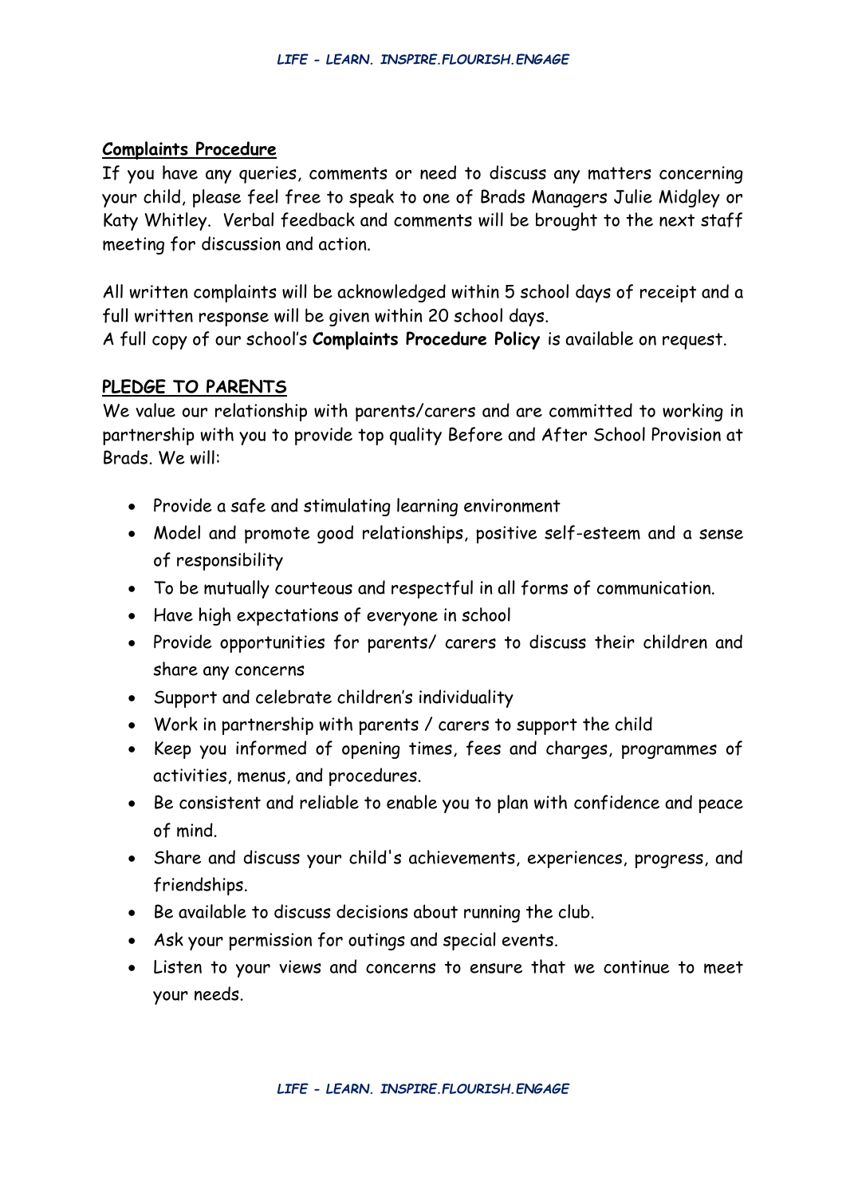**Complaints Procedure**

If you have any queries, comments or need to discuss any matters concerning your child, please feel free to speak to one of Brads Managers Julie Midgley or Katy Whitley. Verbal feedback and comments will be brought to the next staff meeting for discussion and action.

All written complaints will be acknowledged within 5 school days of receipt and a full written response will be given within 20 school days.
A full copy of our school's **Complaints Procedure Policy** is available on request.

**PLEDGE TO PARENTS**

We value our relationship with parents/carers and are committed to working in partnership with you to provide top quality Before and After School Provision at Brads. We will:

- Provide a safe and stimulating learning environment
- Model and promote good relationships, positive self-esteem and a sense of responsibility
- To be mutually courteous and respectful in all forms of communication.
- Have high expectations of everyone in school
- Provide opportunities for parents/ carers to discuss their children and share any concerns
- Support and celebrate children's individuality
- Work in partnership with parents / carers to support the child
- Keep you informed of opening times, fees and charges, programmes of activities, menus, and procedures.
- Be consistent and reliable to enable you to plan with confidence and peace of mind.
- Share and discuss your child's achievements, experiences, progress, and friendships.
- Be available to discuss decisions about running the club.
- Ask your permission for outings and special events.
- Listen to your views and concerns to ensure that we continue to meet your needs.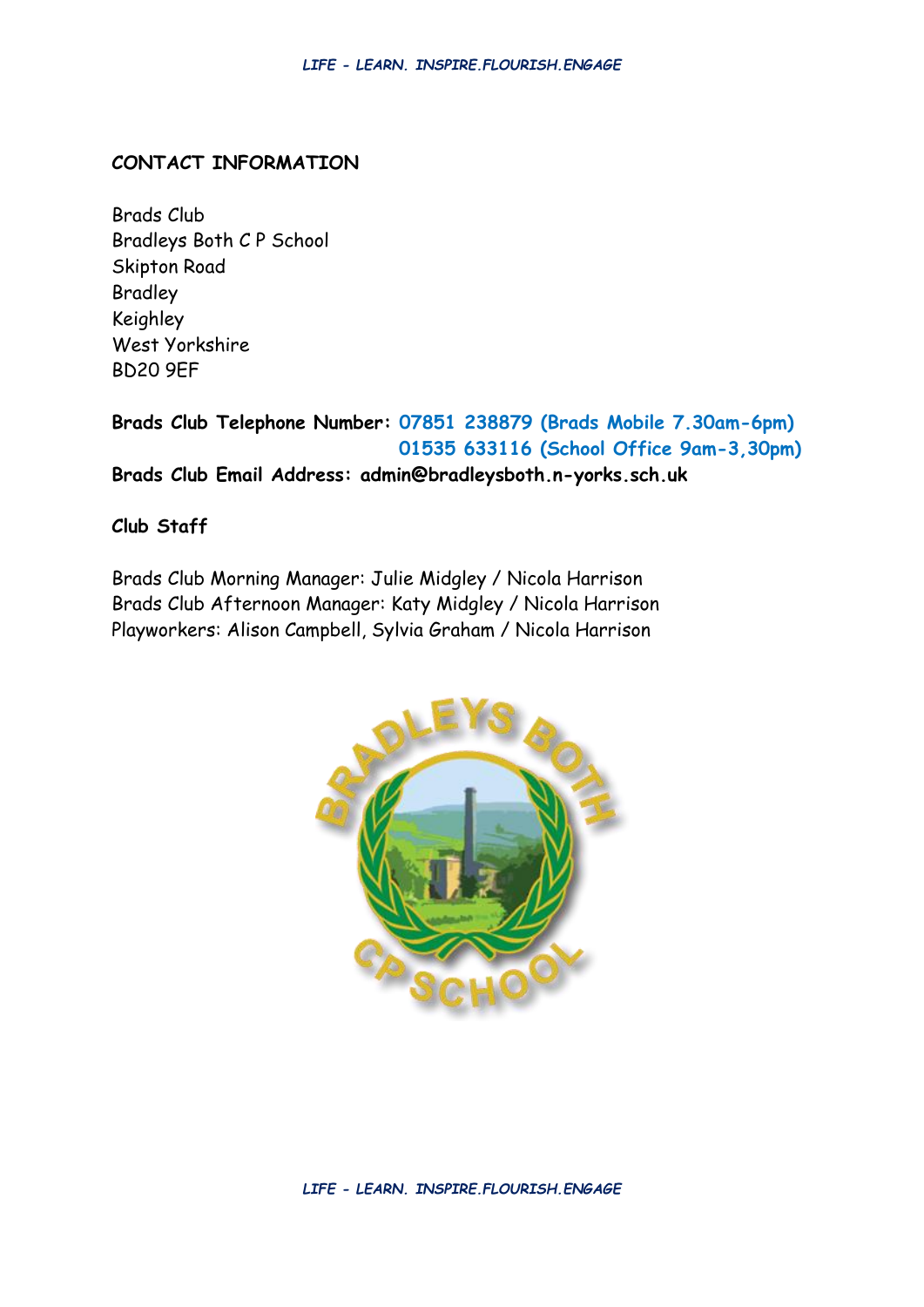## CONTACT INFORMATION

Brads Club
Bradleys Both C P School
Skipton Road
Bradley
Keighley
West Yorkshire
BD20 9EF

**Brads Club Telephone Number:** **07851 238879 (Brads Mobile 7.30am-6pm)**
**01535 633116 (School Office 9am-3,30pm)**

**Brads Club Email Address: admin@bradleysboth.n-yorks.sch.uk**

**Club Staff**

Brads Club Morning Manager: Julie Midgley / Nicola Harrison
Brads Club Afternoon Manager: Katy Midgley / Nicola Harrison
Playworkers: Alison Campbell, Sylvia Graham / Nicola Harrison